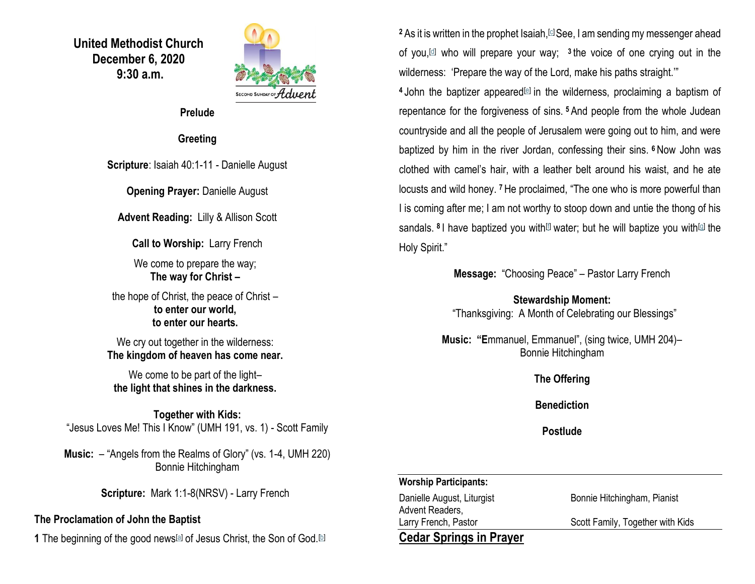**United Methodist Church**
**December 6, 2020**
**9:30 a.m.**

SECOND SUNDAY OF *Advent*

**Prelude**

**Greeting**

**Scripture**: Isaiah 40:1-11 - Danielle August

**Opening Prayer:** Danielle August

**Advent Reading:** Lilly & Allison Scott

**Call to Worship:** Larry French

We come to prepare the way;
**The way for Christ –**

the hope of Christ, the peace of Christ –
**to enter our world,**
**to enter our hearts.**

We cry out together in the wilderness:
**The kingdom of heaven has come near.**

We come to be part of the light–
**the light that shines in the darkness.**

**Together with Kids:**
"Jesus Loves Me! This I Know" (UMH 191, vs. 1) - Scott Family

**Music:** – "Angels from the Realms of Glory" (vs. 1-4, UMH 220)
Bonnie Hitchingham

**Scripture:** Mark 1:1-8(NRSV) - Larry French

**The Proclamation of John the Baptist**

**1** The beginning of the good news[a] of Jesus Christ, the Son of God.[b]

**2** As it is written in the prophet Isaiah,[c] See, I am sending my messenger ahead of you,[d] who will prepare your way; **3** the voice of one crying out in the wilderness: 'Prepare the way of the Lord, make his paths straight.'"

**4** John the baptizer appeared[e] in the wilderness, proclaiming a baptism of repentance for the forgiveness of sins. **5** And people from the whole Judean countryside and all the people of Jerusalem were going out to him, and were baptized by him in the river Jordan, confessing their sins. **6** Now John was clothed with camel's hair, with a leather belt around his waist, and he ate locusts and wild honey. **7** He proclaimed, "The one who is more powerful than I is coming after me; I am not worthy to stoop down and untie the thong of his sandals. **8** I have baptized you with[f] water; but he will baptize you with[g] the Holy Spirit."

**Message:** "Choosing Peace" – Pastor Larry French

**Stewardship Moment:**
"Thanksgiving: A Month of Celebrating our Blessings"

**Music: "E**mmanuel, Emmanuel", (sing twice, UMH 204)–
Bonnie Hitchingham

**The Offering**

**Benediction**

**Postlude**

**Worship Participants:**

| | |
|---|---|
| Danielle August, Liturgist | Bonnie Hitchingham, Pianist |
| Advent Readers, | |
| Larry French, Pastor | Scott Family, Together with Kids |

**Cedar Springs in Prayer**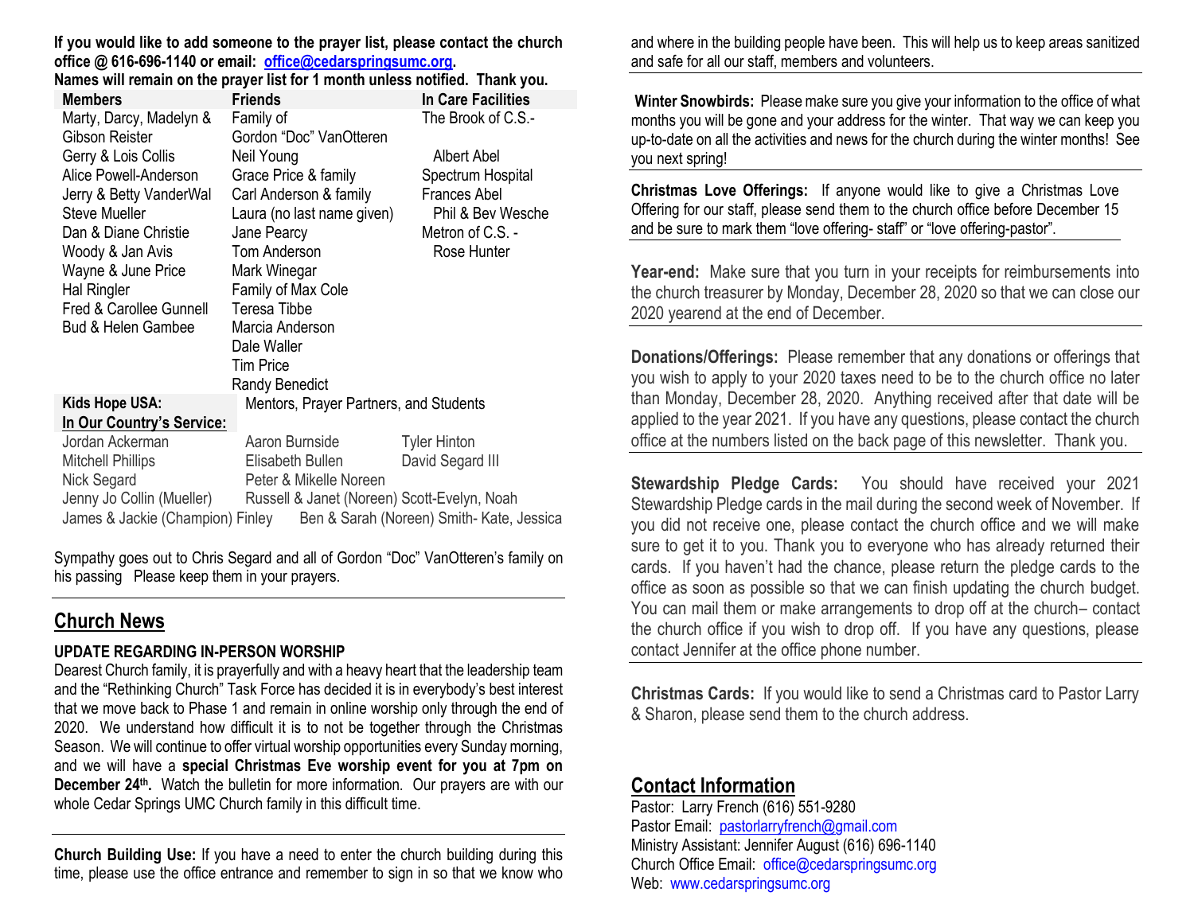**If you would like to add someone to the prayer list, please contact the church office @ 616-696-1140 or email: office@cedarspringsumc.org.**
**Names will remain on the prayer list for 1 month unless notified. Thank you.**

| Members | Friends | In Care Facilities |
|---|---|---|
| Marty, Darcy, Madelyn & Gibson Reister | Family of Gordon "Doc" VanOtteren | The Brook of C.S.- |
| Gerry & Lois Collis | Neil Young | Albert Abel |
| Alice Powell-Anderson | Grace Price & family | Spectrum Hospital |
| Jerry & Betty VanderWal | Carl Anderson & family | Frances Abel |
| Steve Mueller | Laura (no last name given) | Phil & Bev Wesche |
| Dan & Diane Christie | Jane Pearcy | Metron of C.S. - |
| Woody & Jan Avis | Tom Anderson | Rose Hunter |
| Wayne & June Price | Mark Winegar | |
| Hal Ringler | Family of Max Cole | |
| Fred & Carollee Gunnell | Teresa Tibbe | |
| Bud & Helen Gambee | Marcia Anderson | |
| | Dale Waller | |
| | Tim Price | |
| | Randy Benedict | |

**Kids Hope USA:** Mentors, Prayer Partners, and Students

**In Our Country's Service:**

| | | |
|---|---|---|
| Jordan Ackerman | Aaron Burnside | Tyler Hinton |
| Mitchell Phillips | Elisabeth Bullen | David Segard III |
| Nick Segard | Peter & Mikelle Noreen | |
| Jenny Jo Collin (Mueller) | Russell & Janet (Noreen) Scott-Evelyn, Noah | |
| James & Jackie (Champion) Finley | Ben & Sarah (Noreen) Smith- Kate, Jessica | |

Sympathy goes out to Chris Segard and all of Gordon "Doc" VanOtteren's family on his passing Please keep them in your prayers.

## Church News

**UPDATE REGARDING IN-PERSON WORSHIP**

Dearest Church family, it is prayerfully and with a heavy heart that the leadership team and the "Rethinking Church" Task Force has decided it is in everybody's best interest that we move back to Phase 1 and remain in online worship only through the end of 2020. We understand how difficult it is to not be together through the Christmas Season. We will continue to offer virtual worship opportunities every Sunday morning, and we will have a **special Christmas Eve worship event for you at 7pm on December 24th.** Watch the bulletin for more information. Our prayers are with our whole Cedar Springs UMC Church family in this difficult time.

**Church Building Use:** If you have a need to enter the church building during this time, please use the office entrance and remember to sign in so that we know who and where in the building people have been. This will help us to keep areas sanitized and safe for all our staff, members and volunteers.

**Winter Snowbirds:** Please make sure you give your information to the office of what months you will be gone and your address for the winter. That way we can keep you up-to-date on all the activities and news for the church during the winter months! See you next spring!

**Christmas Love Offerings:** If anyone would like to give a Christmas Love Offering for our staff, please send them to the church office before December 15 and be sure to mark them "love offering- staff" or "love offering-pastor".

**Year-end:** Make sure that you turn in your receipts for reimbursements into the church treasurer by Monday, December 28, 2020 so that we can close our 2020 yearend at the end of December.

**Donations/Offerings:** Please remember that any donations or offerings that you wish to apply to your 2020 taxes need to be to the church office no later than Monday, December 28, 2020. Anything received after that date will be applied to the year 2021. If you have any questions, please contact the church office at the numbers listed on the back page of this newsletter. Thank you.

**Stewardship Pledge Cards:** You should have received your 2021 Stewardship Pledge cards in the mail during the second week of November. If you did not receive one, please contact the church office and we will make sure to get it to you. Thank you to everyone who has already returned their cards. If you haven't had the chance, please return the pledge cards to the office as soon as possible so that we can finish updating the church budget. You can mail them or make arrangements to drop off at the church– contact the church office if you wish to drop off. If you have any questions, please contact Jennifer at the office phone number.

**Christmas Cards:** If you would like to send a Christmas card to Pastor Larry & Sharon, please send them to the church address.

## Contact Information

Pastor: Larry French (616) 551-9280
Pastor Email: pastorlarryfrench@gmail.com
Ministry Assistant: Jennifer August (616) 696-1140
Church Office Email: office@cedarspringsumc.org
Web: www.cedarspringsumc.org